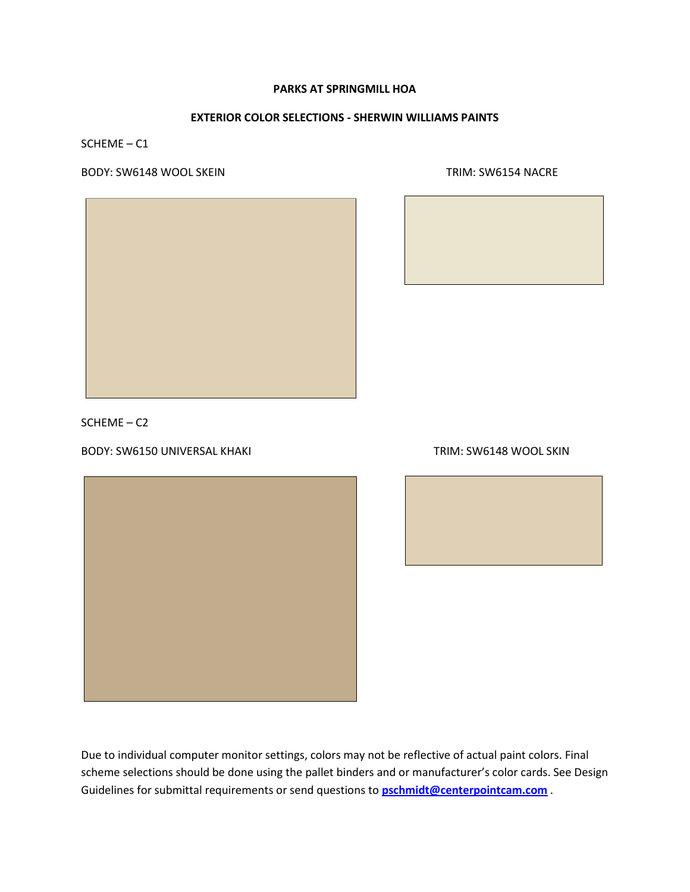**PARKS AT SPRINGMILL HOA**

**EXTERIOR COLOR SELECTIONS - SHERWIN WILLIAMS PAINTS**

SCHEME – C1

BODY: SW6148 WOOL SKEIN

TRIM: SW6154 NACRE

SCHEME – C2

BODY: SW6150 UNIVERSAL KHAKI

TRIM: SW6148 WOOL SKIN

Due to individual computer monitor settings, colors may not be reflective of actual paint colors. Final scheme selections should be done using the pallet binders and or manufacturer's color cards. See Design Guidelines for submittal requirements or send questions to **pschmidt@centerpointcam.com** .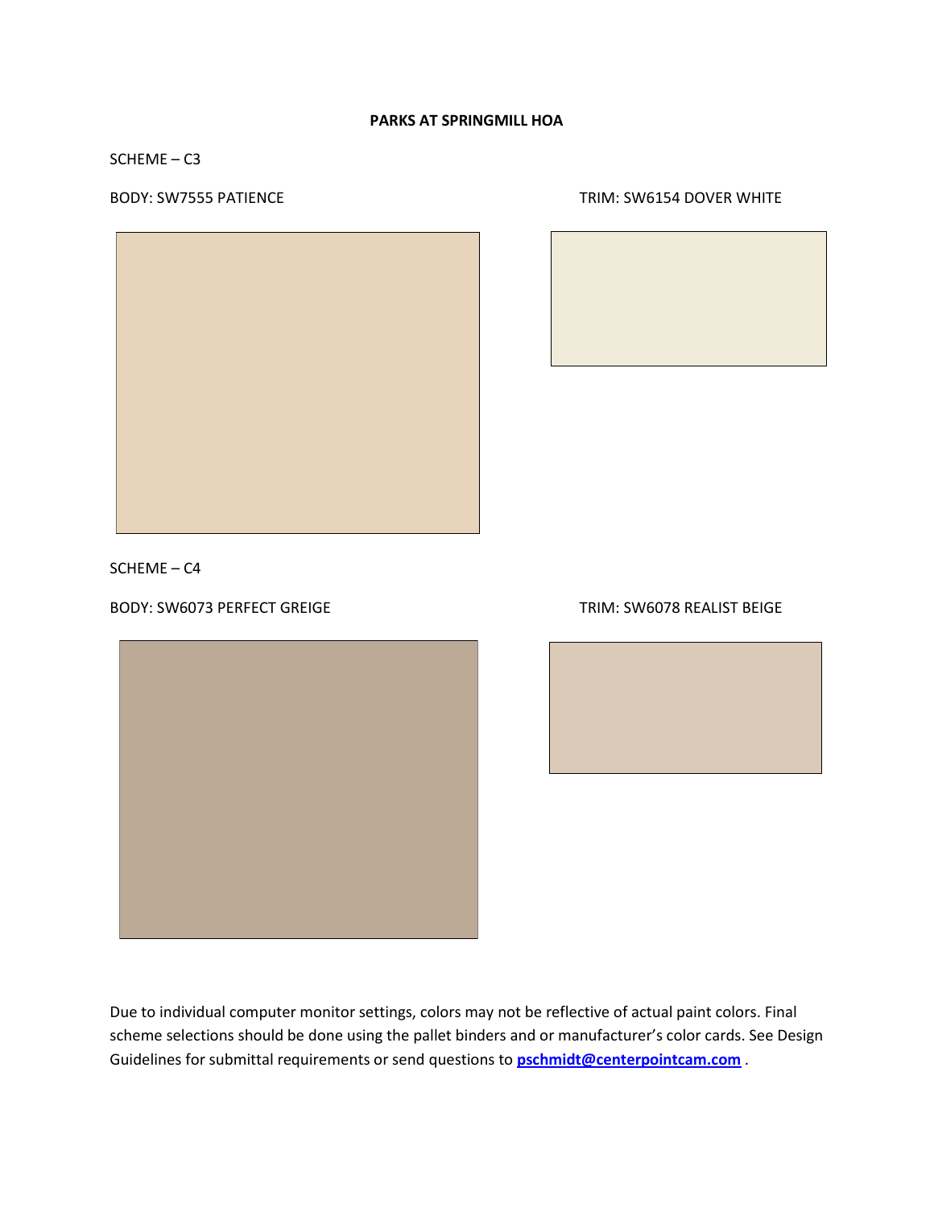**PARKS AT SPRINGMILL HOA**

SCHEME – C3

BODY: SW7555 PATIENCE

TRIM: SW6154 DOVER WHITE

SCHEME – C4

BODY: SW6073 PERFECT GREIGE

TRIM: SW6078 REALIST BEIGE

Due to individual computer monitor settings, colors may not be reflective of actual paint colors. Final scheme selections should be done using the pallet binders and or manufacturer's color cards. See Design Guidelines for submittal requirements or send questions to **pschmidt@centerpointcam.com** .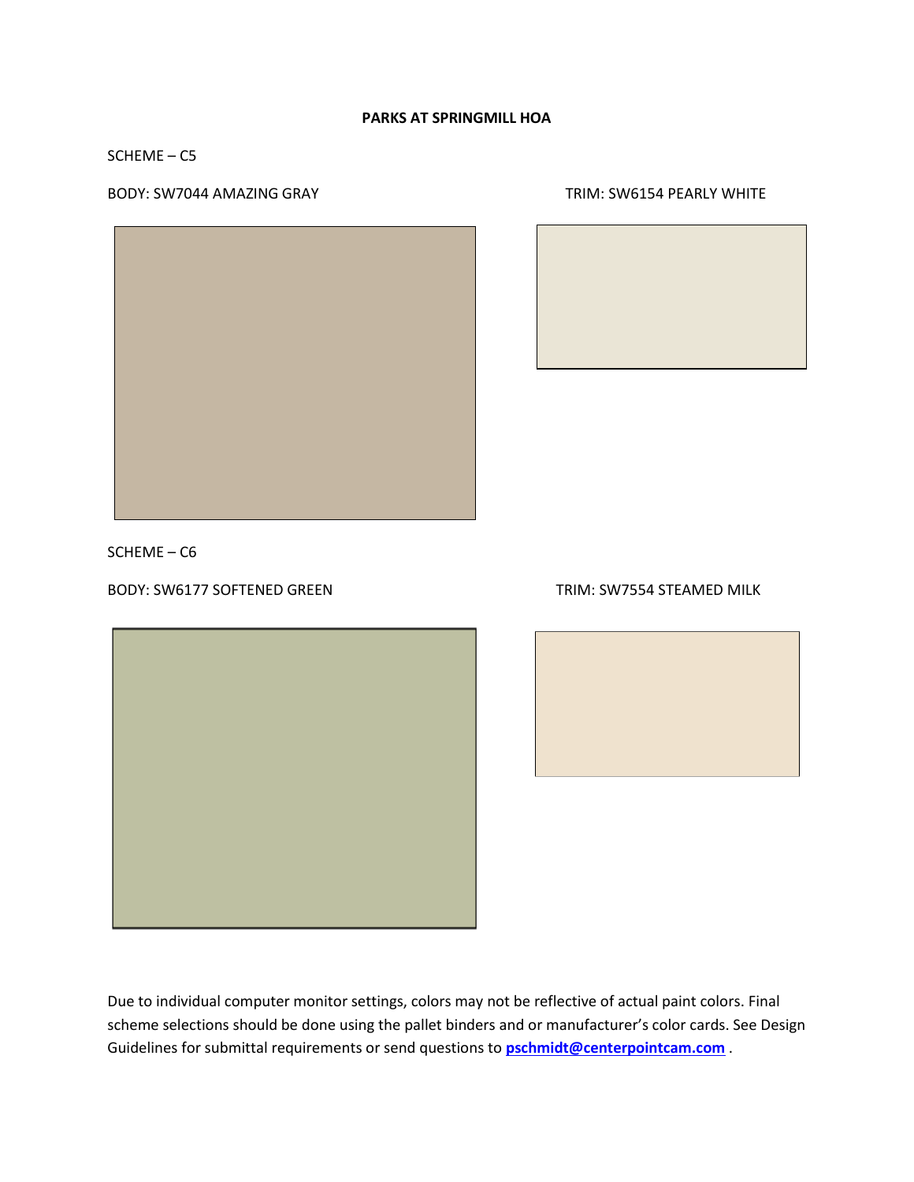**PARKS AT SPRINGMILL HOA**

SCHEME – C5

BODY: SW7044 AMAZING GRAY

TRIM: SW6154 PEARLY WHITE

SCHEME – C6

BODY: SW6177 SOFTENED GREEN

TRIM: SW7554 STEAMED MILK

Due to individual computer monitor settings, colors may not be reflective of actual paint colors. Final scheme selections should be done using the pallet binders and or manufacturer's color cards. See Design Guidelines for submittal requirements or send questions to **[pschmidt@centerpointcam.com](mailto:pschmidt@centerpointcam.com)** .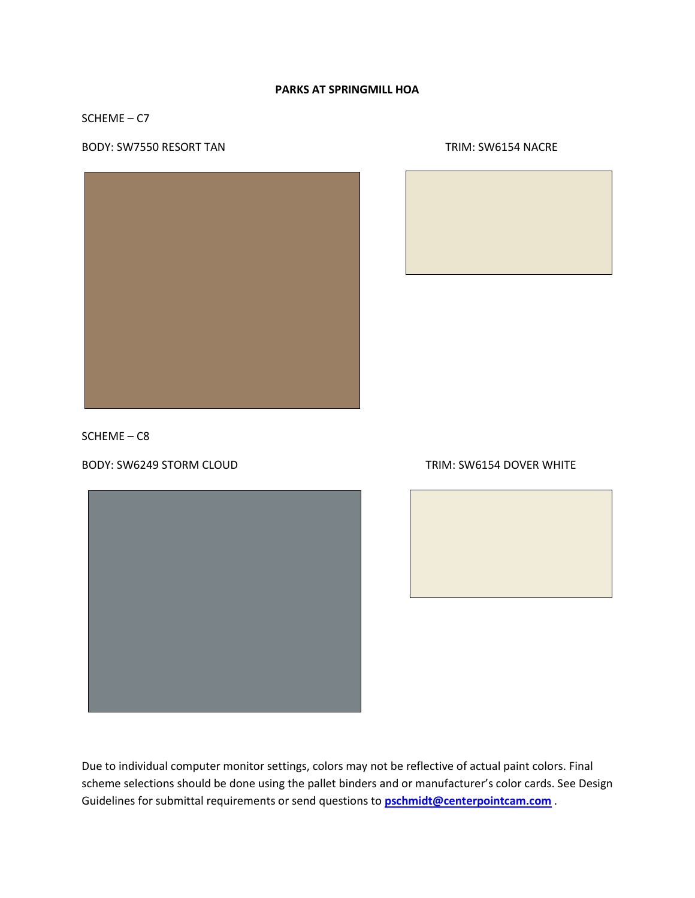**PARKS AT SPRINGMILL HOA**

SCHEME – C7

BODY: SW7550 RESORT TAN

TRIM: SW6154 NACRE

SCHEME – C8

BODY: SW6249 STORM CLOUD

TRIM: SW6154 DOVER WHITE

Due to individual computer monitor settings, colors may not be reflective of actual paint colors. Final scheme selections should be done using the pallet binders and or manufacturer's color cards. See Design Guidelines for submittal requirements or send questions to **pschmidt@centerpointcam.com** .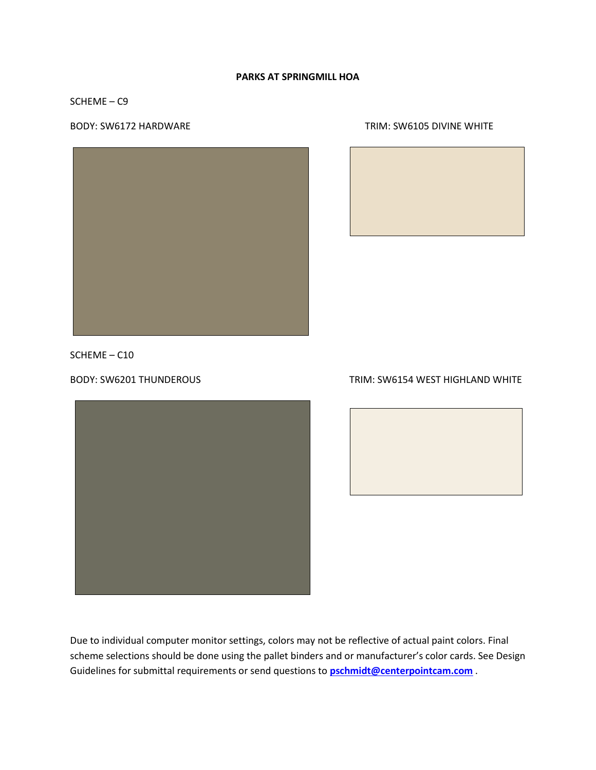**PARKS AT SPRINGMILL HOA**

SCHEME – C9

BODY: SW6172 HARDWARE

TRIM: SW6105 DIVINE WHITE

SCHEME – C10

BODY: SW6201 THUNDEROUS

TRIM: SW6154 WEST HIGHLAND WHITE

Due to individual computer monitor settings, colors may not be reflective of actual paint colors. Final scheme selections should be done using the pallet binders and or manufacturer's color cards. See Design Guidelines for submittal requirements or send questions to **pschmidt@centerpointcam.com** .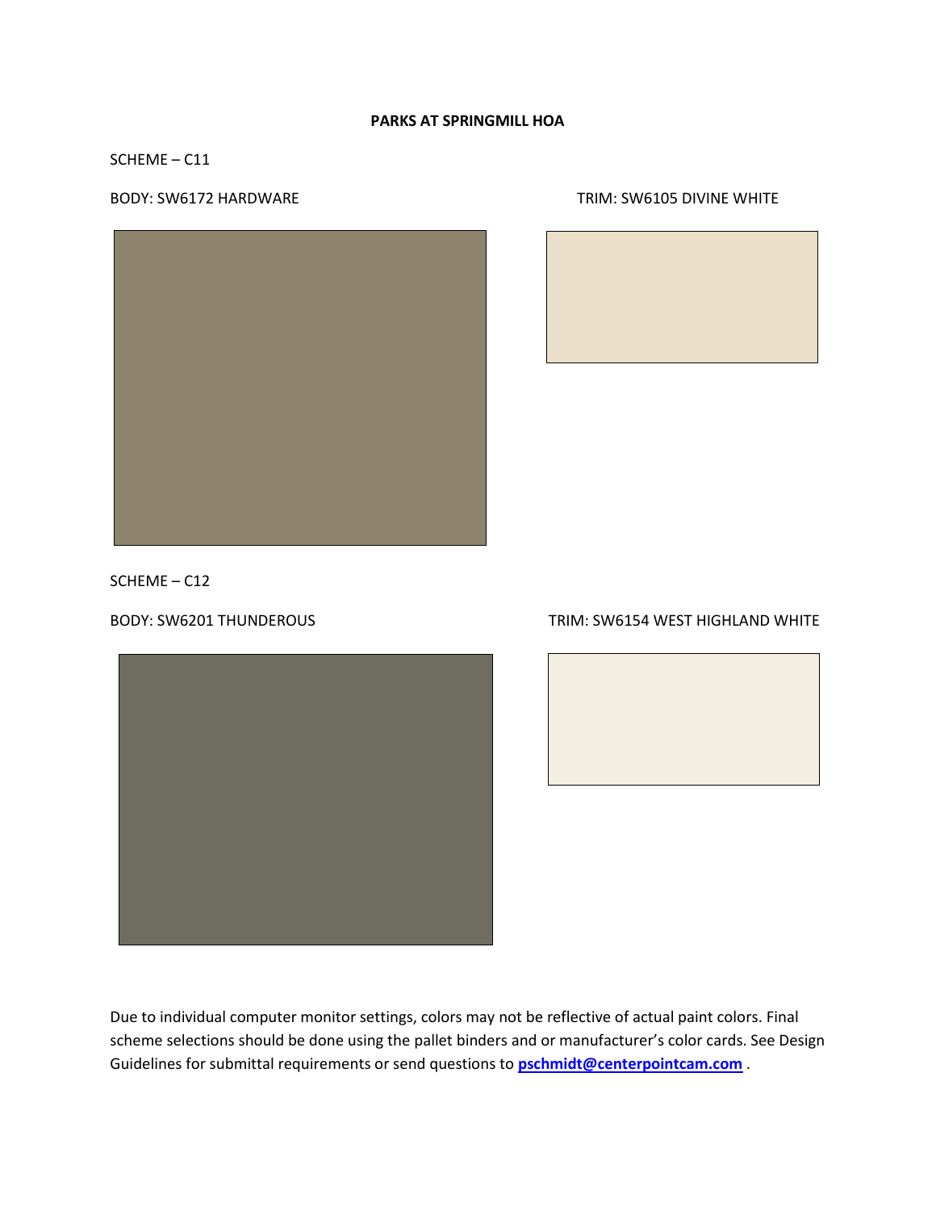**PARKS AT SPRINGMILL HOA**

SCHEME – C11

BODY: SW6172 HARDWARE

TRIM: SW6105 DIVINE WHITE

SCHEME – C12

BODY: SW6201 THUNDEROUS

TRIM: SW6154 WEST HIGHLAND WHITE

Due to individual computer monitor settings, colors may not be reflective of actual paint colors. Final scheme selections should be done using the pallet binders and or manufacturer's color cards. See Design Guidelines for submittal requirements or send questions to **pschmidt@centerpointcam.com** .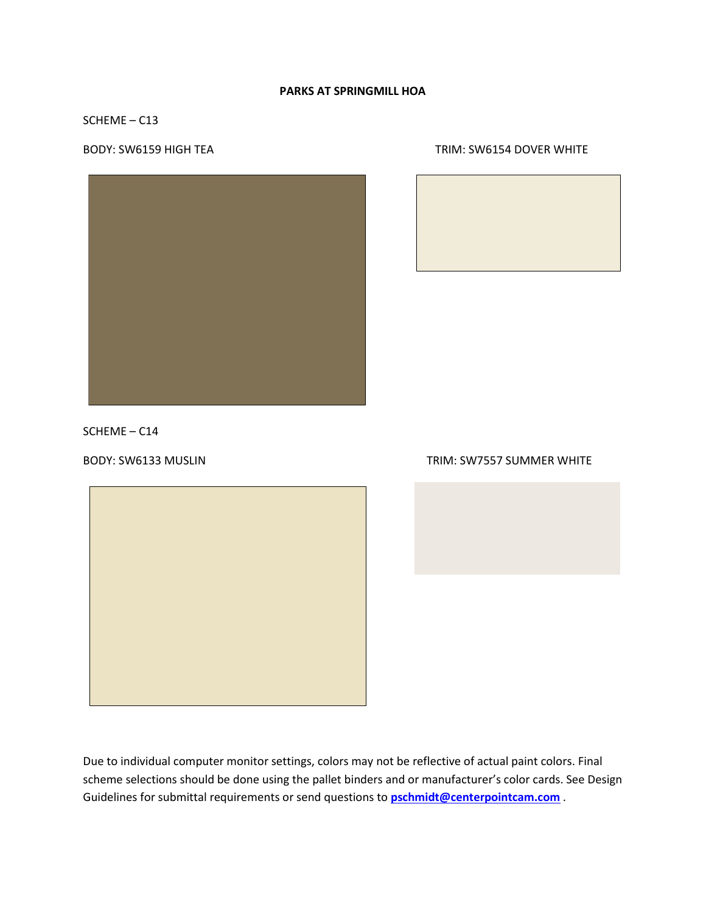**PARKS AT SPRINGMILL HOA**

SCHEME – C13

BODY: SW6159 HIGH TEA

TRIM: SW6154 DOVER WHITE

SCHEME – C14

BODY: SW6133 MUSLIN

TRIM: SW7557 SUMMER WHITE

Due to individual computer monitor settings, colors may not be reflective of actual paint colors. Final scheme selections should be done using the pallet binders and or manufacturer's color cards. See Design Guidelines for submittal requirements or send questions to **pschmidt@centerpointcam.com** .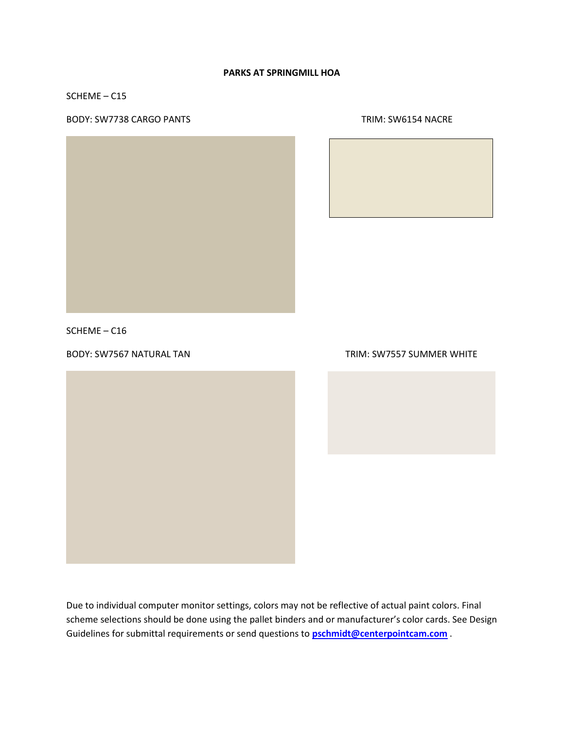**PARKS AT SPRINGMILL HOA**

SCHEME – C15

BODY: SW7738 CARGO PANTS

TRIM: SW6154 NACRE

SCHEME – C16

BODY: SW7567 NATURAL TAN

TRIM: SW7557 SUMMER WHITE

Due to individual computer monitor settings, colors may not be reflective of actual paint colors. Final scheme selections should be done using the pallet binders and or manufacturer's color cards. See Design Guidelines for submittal requirements or send questions to **pschmidt@centerpointcam.com** .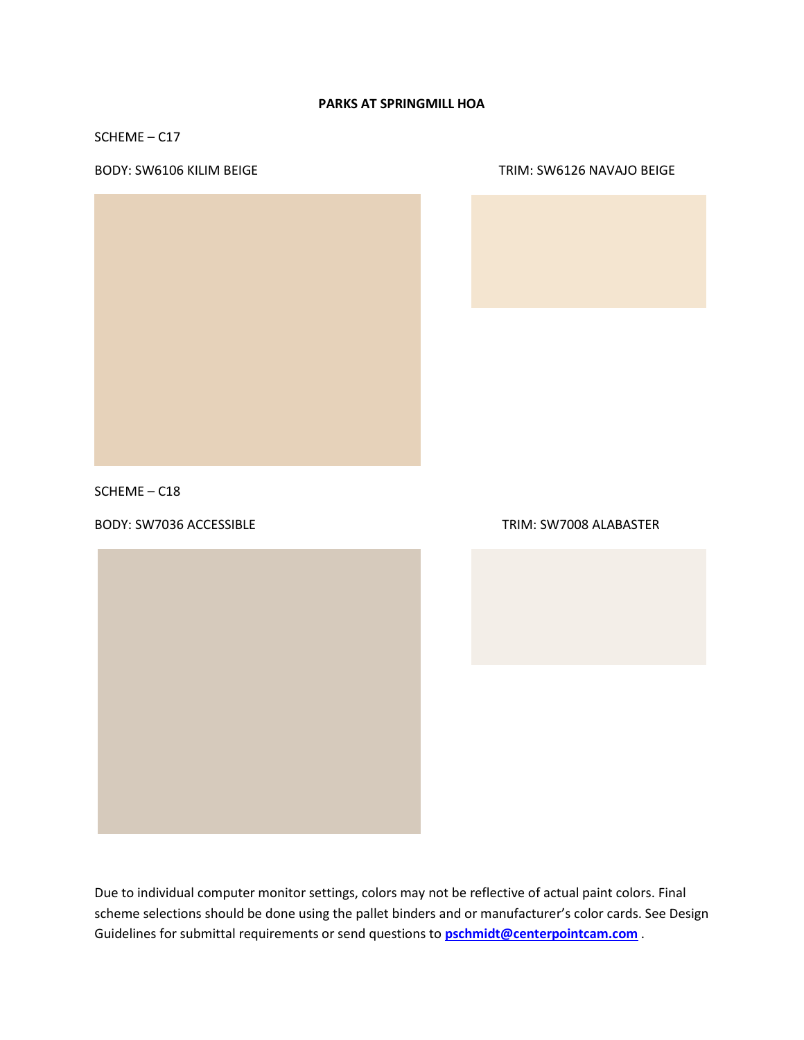**PARKS AT SPRINGMILL HOA**

SCHEME – C17

BODY: SW6106 KILIM BEIGE

TRIM: SW6126 NAVAJO BEIGE

SCHEME – C18

BODY: SW7036 ACCESSIBLE

TRIM: SW7008 ALABASTER

Due to individual computer monitor settings, colors may not be reflective of actual paint colors. Final scheme selections should be done using the pallet binders and or manufacturer's color cards. See Design Guidelines for submittal requirements or send questions to **pschmidt@centerpointcam.com** .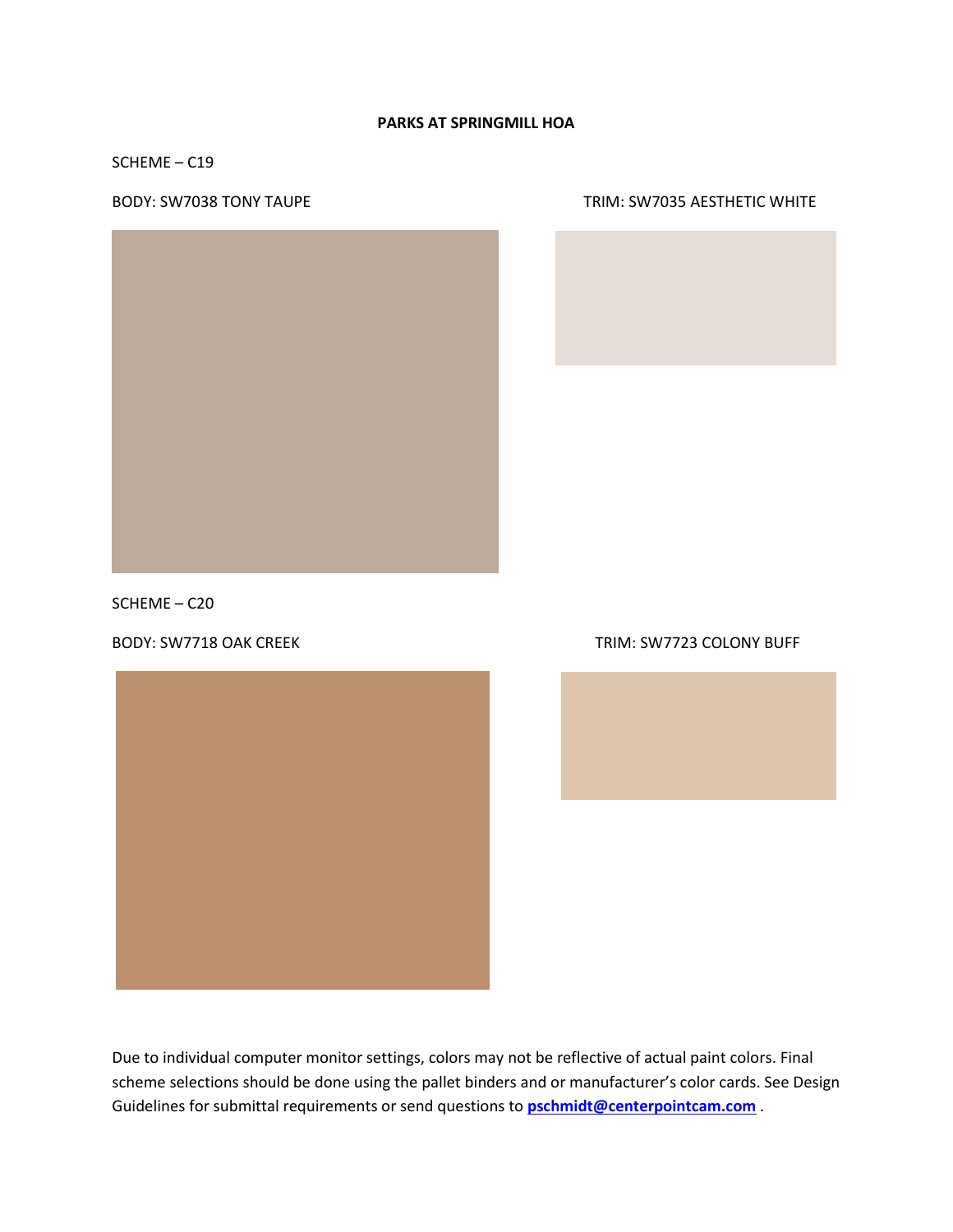**PARKS AT SPRINGMILL HOA**

SCHEME – C19

BODY: SW7038 TONY TAUPE

TRIM: SW7035 AESTHETIC WHITE

SCHEME – C20

BODY: SW7718 OAK CREEK

TRIM: SW7723 COLONY BUFF

Due to individual computer monitor settings, colors may not be reflective of actual paint colors. Final scheme selections should be done using the pallet binders and or manufacturer's color cards. See Design Guidelines for submittal requirements or send questions to **pschmidt@centerpointcam.com** .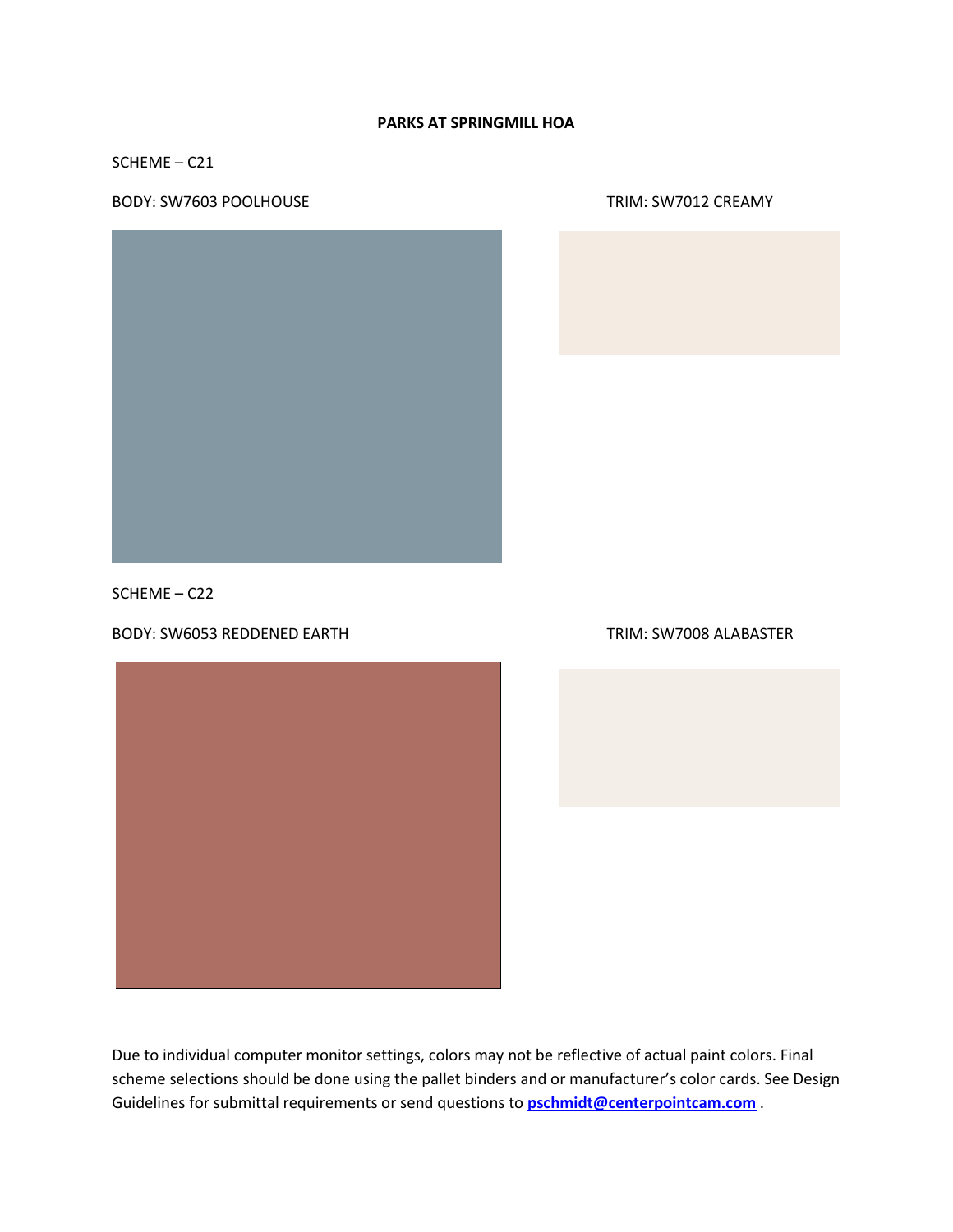**PARKS AT SPRINGMILL HOA**

SCHEME – C21

BODY: SW7603 POOLHOUSE

TRIM: SW7012 CREAMY

SCHEME – C22

BODY: SW6053 REDDENED EARTH

TRIM: SW7008 ALABASTER

Due to individual computer monitor settings, colors may not be reflective of actual paint colors. Final scheme selections should be done using the pallet binders and or manufacturer's color cards. See Design Guidelines for submittal requirements or send questions to **pschmidt@centerpointcam.com** .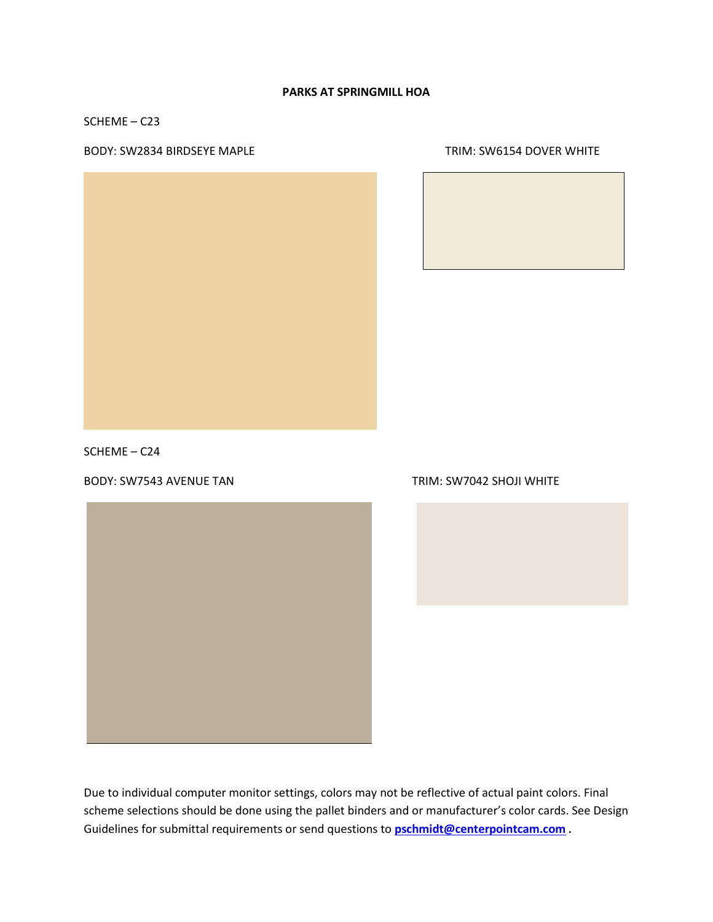**PARKS AT SPRINGMILL HOA**

SCHEME – C23

BODY: SW2834 BIRDSEYE MAPLE

TRIM: SW6154 DOVER WHITE

SCHEME – C24

BODY: SW7543 AVENUE TAN

TRIM: SW7042 SHOJI WHITE

Due to individual computer monitor settings, colors may not be reflective of actual paint colors. Final scheme selections should be done using the pallet binders and or manufacturer's color cards. See Design Guidelines for submittal requirements or send questions to **pschmidt@centerpointcam.com** .